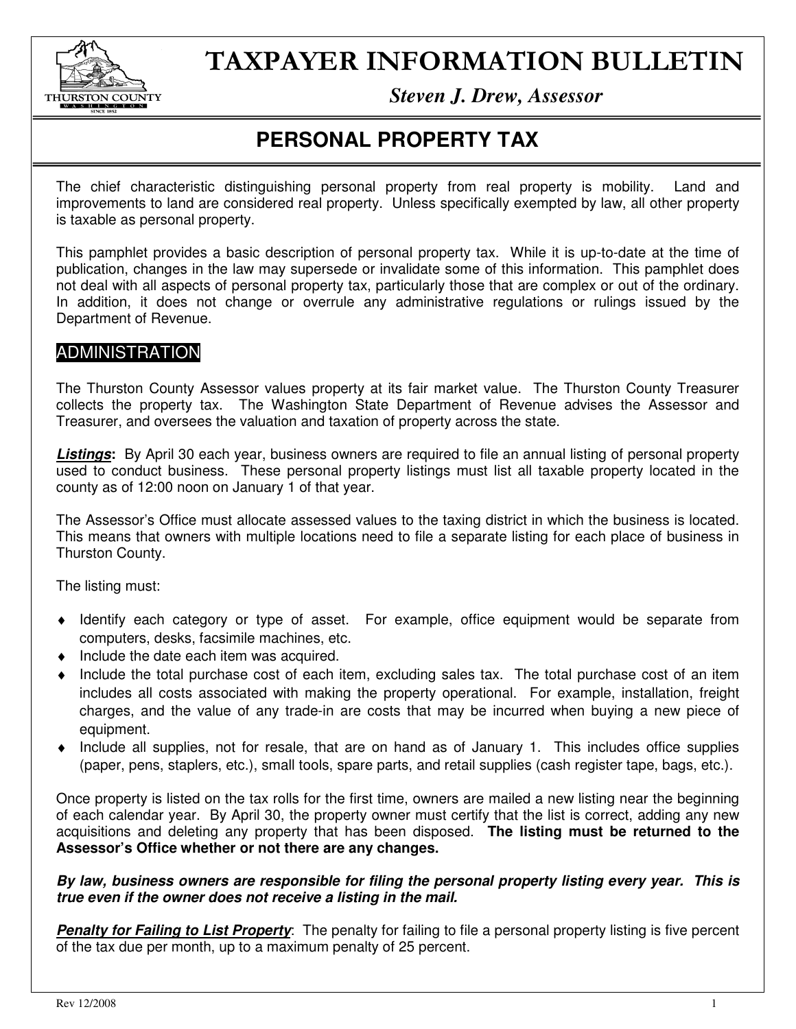# TAXPAYER INFORMATION BULLETIN

*Steven J. Drew, Assessor*

## PERSONAL PROPERTY TAX

The chief characteristic distinguishing personal property from real property is mobility. Land and improvements to land are considered real property. Unless specifically exempted by law, all other property is taxable as personal property.

This pamphlet provides a basic description of personal property tax. While it is up-to-date at the time of publication, changes in the law may supersede or invalidate some of this information. This pamphlet does not deal with all aspects of personal property tax, particularly those that are complex or out of the ordinary. In addition, it does not change or overrule any administrative regulations or rulings issued by the Department of Revenue.

### ADMINISTRATION

The Thurston County Assessor values property at its fair market value. The Thurston County Treasurer collects the property tax. The Washington State Department of Revenue advises the Assessor and Treasurer, and oversees the valuation and taxation of property across the state.

***Listings*:** By April 30 each year, business owners are required to file an annual listing of personal property used to conduct business. These personal property listings must list all taxable property located in the county as of 12:00 noon on January 1 of that year.

The Assessor's Office must allocate assessed values to the taxing district in which the business is located. This means that owners with multiple locations need to file a separate listing for each place of business in Thurston County.

The listing must:

- Identify each category or type of asset. For example, office equipment would be separate from computers, desks, facsimile machines, etc.
- Include the date each item was acquired.
- Include the total purchase cost of each item, excluding sales tax. The total purchase cost of an item includes all costs associated with making the property operational. For example, installation, freight charges, and the value of any trade-in are costs that may be incurred when buying a new piece of equipment.
- Include all supplies, not for resale, that are on hand as of January 1. This includes office supplies (paper, pens, staplers, etc.), small tools, spare parts, and retail supplies (cash register tape, bags, etc.).

Once property is listed on the tax rolls for the first time, owners are mailed a new listing near the beginning of each calendar year. By April 30, the property owner must certify that the list is correct, adding any new acquisitions and deleting any property that has been disposed. **The listing must be returned to the Assessor's Office whether or not there are any changes.**

***By law, business owners are responsible for filing the personal property listing every year. This is true even if the owner does not receive a listing in the mail.***

***Penalty for Failing to List Property*:** The penalty for failing to file a personal property listing is five percent of the tax due per month, up to a maximum penalty of 25 percent.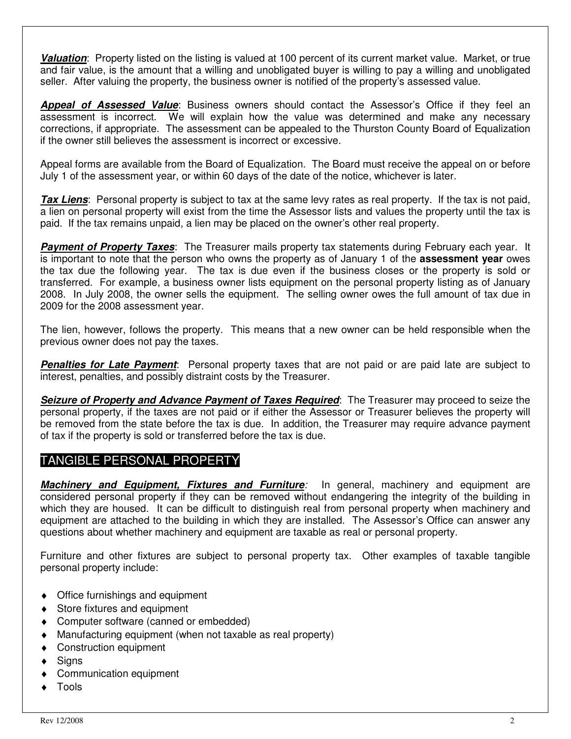***Valuation***: Property listed on the listing is valued at 100 percent of its current market value. Market, or true and fair value, is the amount that a willing and unobligated buyer is willing to pay a willing and unobligated seller. After valuing the property, the business owner is notified of the property's assessed value.

***Appeal of Assessed Value***: Business owners should contact the Assessor's Office if they feel an assessment is incorrect. We will explain how the value was determined and make any necessary corrections, if appropriate. The assessment can be appealed to the Thurston County Board of Equalization if the owner still believes the assessment is incorrect or excessive.

Appeal forms are available from the Board of Equalization. The Board must receive the appeal on or before July 1 of the assessment year, or within 60 days of the date of the notice, whichever is later.

***Tax Liens***: Personal property is subject to tax at the same levy rates as real property. If the tax is not paid, a lien on personal property will exist from the time the Assessor lists and values the property until the tax is paid. If the tax remains unpaid, a lien may be placed on the owner's other real property.

***Payment of Property Taxes***: The Treasurer mails property tax statements during February each year. It is important to note that the person who owns the property as of January 1 of the **assessment year** owes the tax due the following year. The tax is due even if the business closes or the property is sold or transferred. For example, a business owner lists equipment on the personal property listing as of January 2008. In July 2008, the owner sells the equipment. The selling owner owes the full amount of tax due in 2009 for the 2008 assessment year.

The lien, however, follows the property. This means that a new owner can be held responsible when the previous owner does not pay the taxes.

***Penalties for Late Payment***: Personal property taxes that are not paid or are paid late are subject to interest, penalties, and possibly distraint costs by the Treasurer.

***Seizure of Property and Advance Payment of Taxes Required***: The Treasurer may proceed to seize the personal property, if the taxes are not paid or if either the Assessor or Treasurer believes the property will be removed from the state before the tax is due. In addition, the Treasurer may require advance payment of tax if the property is sold or transferred before the tax is due.

## TANGIBLE PERSONAL PROPERTY

***Machinery and Equipment, Fixtures and Furniture***: In general, machinery and equipment are considered personal property if they can be removed without endangering the integrity of the building in which they are housed. It can be difficult to distinguish real from personal property when machinery and equipment are attached to the building in which they are installed. The Assessor's Office can answer any questions about whether machinery and equipment are taxable as real or personal property.

Furniture and other fixtures are subject to personal property tax. Other examples of taxable tangible personal property include:

- Office furnishings and equipment
- Store fixtures and equipment
- Computer software (canned or embedded)
- Manufacturing equipment (when not taxable as real property)
- Construction equipment
- Signs
- Communication equipment
- Tools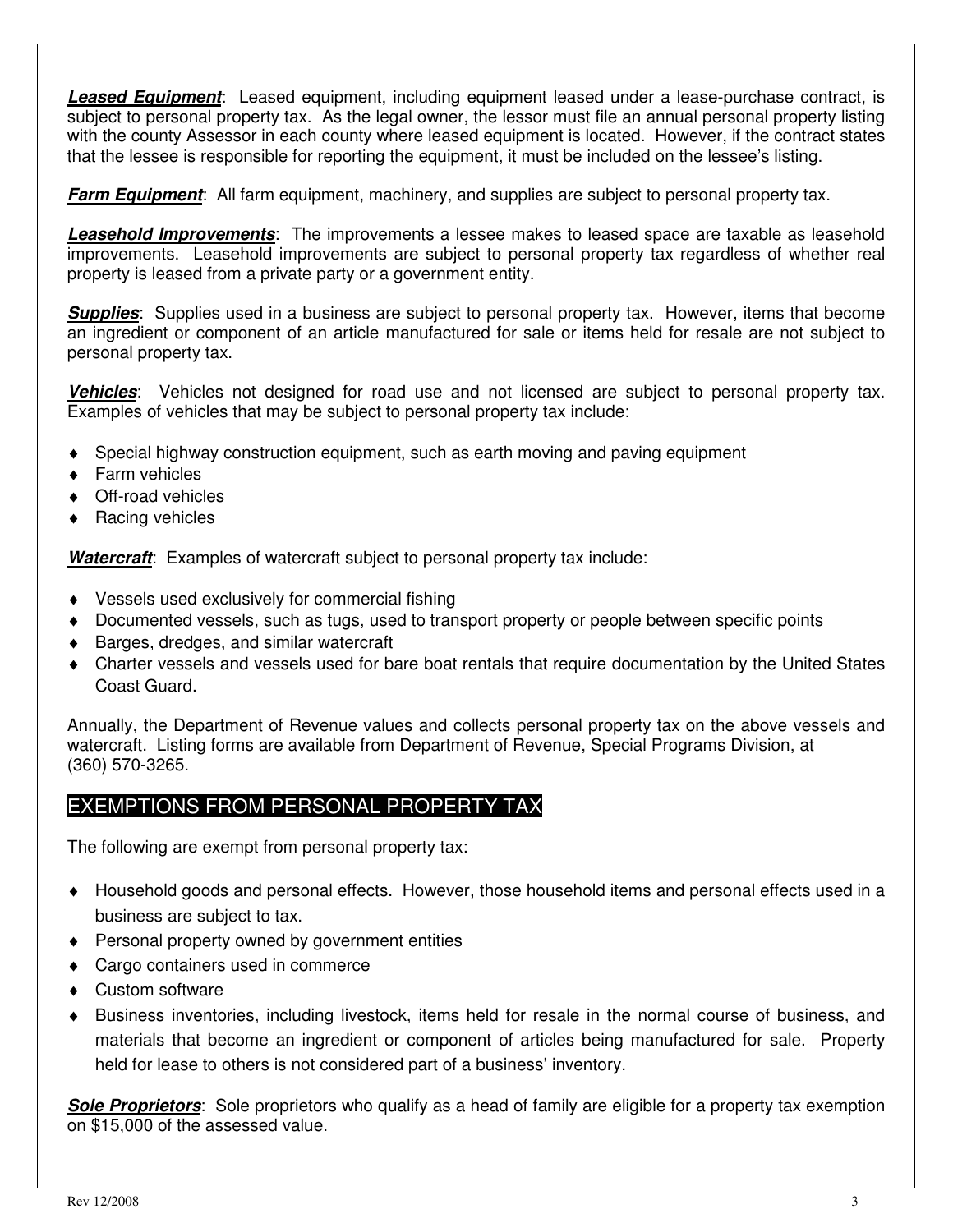***Leased Equipment***: Leased equipment, including equipment leased under a lease-purchase contract, is subject to personal property tax. As the legal owner, the lessor must file an annual personal property listing with the county Assessor in each county where leased equipment is located. However, if the contract states that the lessee is responsible for reporting the equipment, it must be included on the lessee's listing.

***Farm Equipment***: All farm equipment, machinery, and supplies are subject to personal property tax.

***Leasehold Improvements***: The improvements a lessee makes to leased space are taxable as leasehold improvements. Leasehold improvements are subject to personal property tax regardless of whether real property is leased from a private party or a government entity.

***Supplies***: Supplies used in a business are subject to personal property tax. However, items that become an ingredient or component of an article manufactured for sale or items held for resale are not subject to personal property tax.

***Vehicles***: Vehicles not designed for road use and not licensed are subject to personal property tax. Examples of vehicles that may be subject to personal property tax include:

- Special highway construction equipment, such as earth moving and paving equipment
- Farm vehicles
- Off-road vehicles
- Racing vehicles

***Watercraft***: Examples of watercraft subject to personal property tax include:

- Vessels used exclusively for commercial fishing
- Documented vessels, such as tugs, used to transport property or people between specific points
- Barges, dredges, and similar watercraft
- Charter vessels and vessels used for bare boat rentals that require documentation by the United States Coast Guard.

Annually, the Department of Revenue values and collects personal property tax on the above vessels and watercraft. Listing forms are available from Department of Revenue, Special Programs Division, at (360) 570-3265.

## EXEMPTIONS FROM PERSONAL PROPERTY TAX

The following are exempt from personal property tax:

- Household goods and personal effects. However, those household items and personal effects used in a business are subject to tax.
- Personal property owned by government entities
- Cargo containers used in commerce
- Custom software
- Business inventories, including livestock, items held for resale in the normal course of business, and materials that become an ingredient or component of articles being manufactured for sale. Property held for lease to others is not considered part of a business' inventory.

***Sole Proprietors***: Sole proprietors who qualify as a head of family are eligible for a property tax exemption on $15,000 of the assessed value.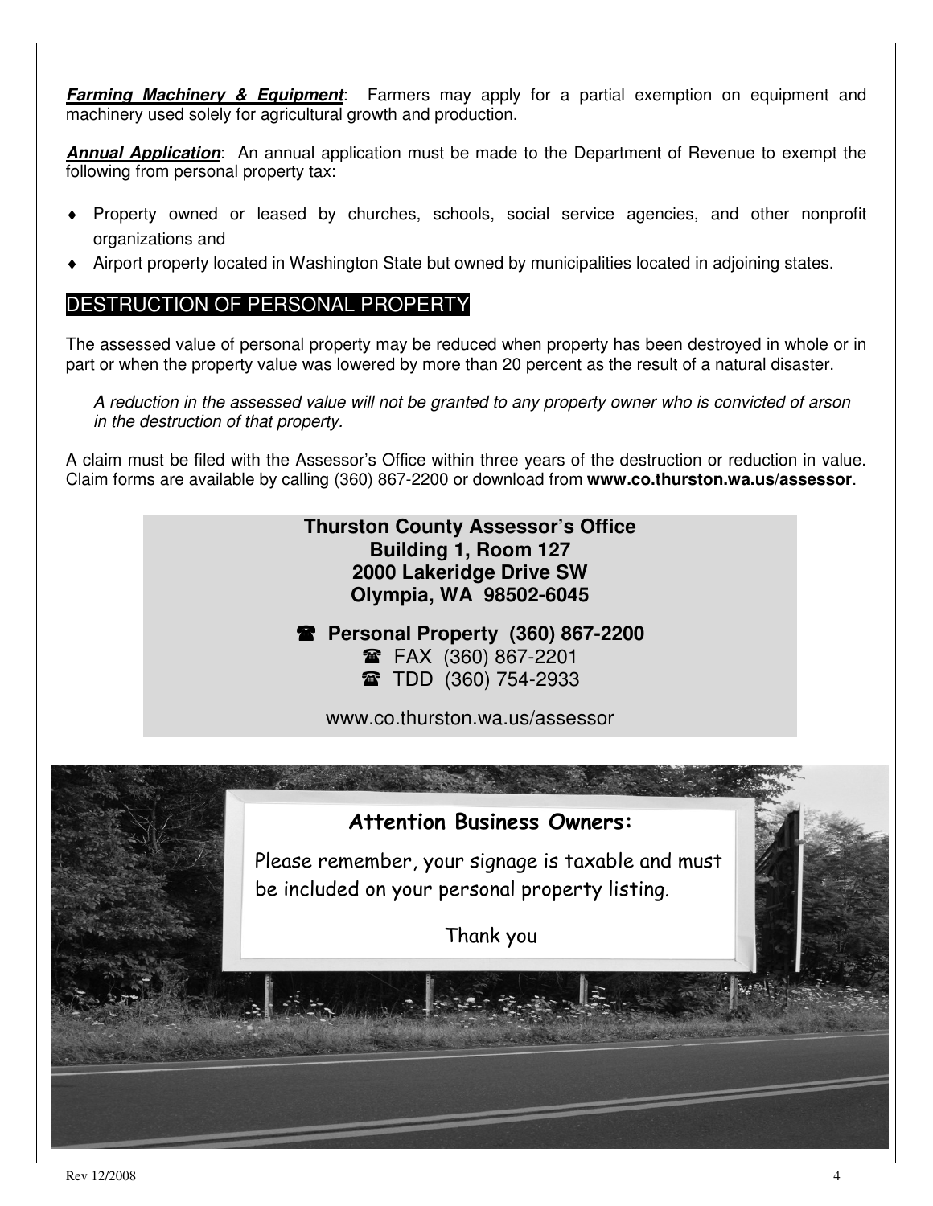***Farming Machinery & Equipment***: Farmers may apply for a partial exemption on equipment and machinery used solely for agricultural growth and production.

***Annual Application***: An annual application must be made to the Department of Revenue to exempt the following from personal property tax:

- Property owned or leased by churches, schools, social service agencies, and other nonprofit organizations and
- Airport property located in Washington State but owned by municipalities located in adjoining states.

## DESTRUCTION OF PERSONAL PROPERTY

The assessed value of personal property may be reduced when property has been destroyed in whole or in part or when the property value was lowered by more than 20 percent as the result of a natural disaster.

*A reduction in the assessed value will not be granted to any property owner who is convicted of arson in the destruction of that property.*

A claim must be filed with the Assessor's Office within three years of the destruction or reduction in value. Claim forms are available by calling (360) 867-2200 or download from **www.co.thurston.wa.us/assessor**.

**Thurston County Assessor's Office**
**Building 1, Room 127**
**2000 Lakeridge Drive SW**
**Olympia, WA 98502-6045**

☎ **Personal Property (360) 867-2200**
☎ FAX (360) 867-2201
☎ TDD (360) 754-2933

www.co.thurston.wa.us/assessor

**Attention Business Owners:**

Please remember, your signage is taxable and must be included on your personal property listing.

Thank you

Rev 12/2008